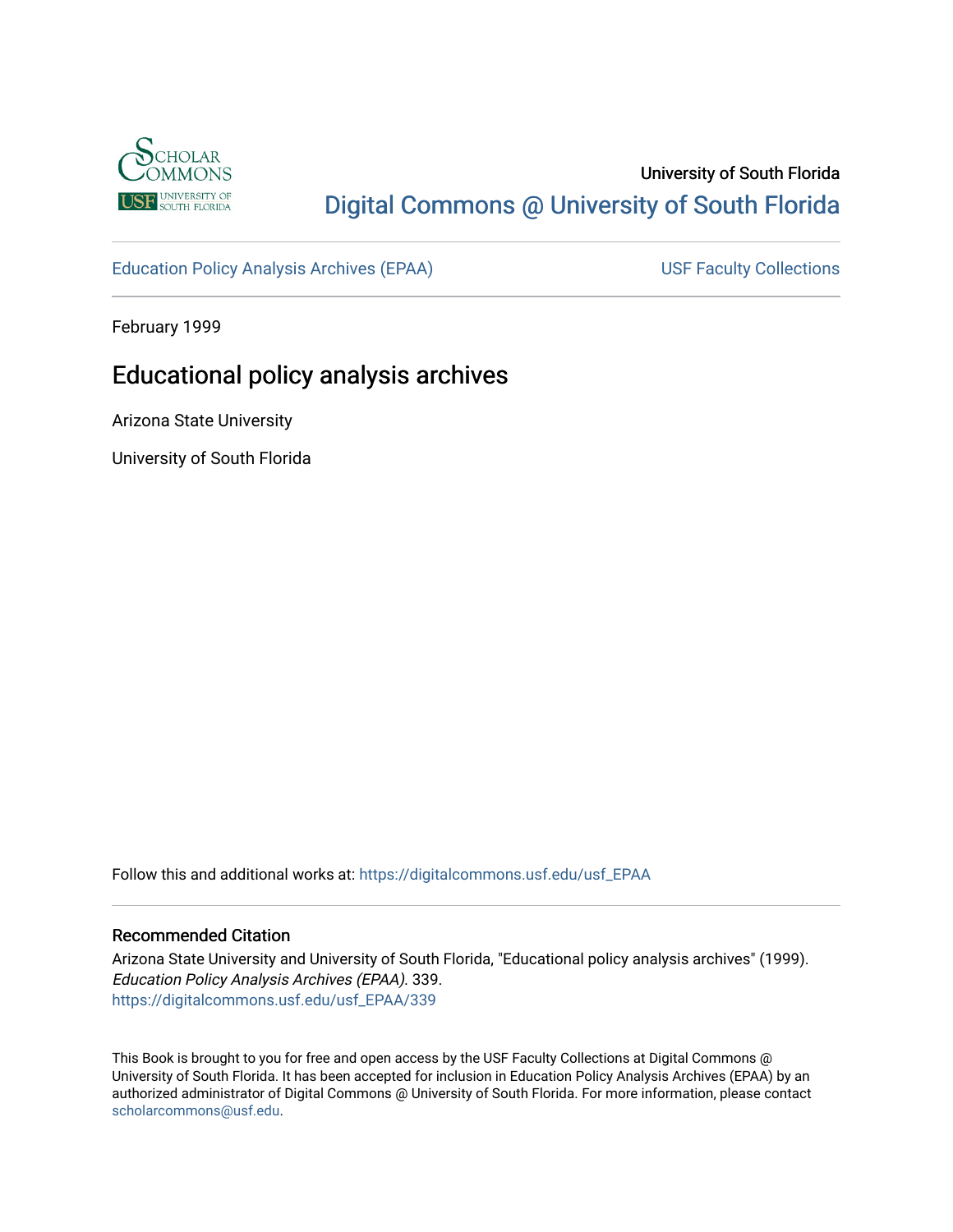University of South Florida

Digital Commons @ University of South Florida

Education Policy Analysis Archives (EPAA) | USF Faculty Collections

February 1999

# Educational policy analysis archives

Arizona State University

University of South Florida

Follow this and additional works at: https://digitalcommons.usf.edu/usf_EPAA

## Recommended Citation

Arizona State University and University of South Florida, "Educational policy analysis archives" (1999). *Education Policy Analysis Archives (EPAA)*. 339.
https://digitalcommons.usf.edu/usf_EPAA/339

This Book is brought to you for free and open access by the USF Faculty Collections at Digital Commons @ University of South Florida. It has been accepted for inclusion in Education Policy Analysis Archives (EPAA) by an authorized administrator of Digital Commons @ University of South Florida. For more information, please contact scholarcommons@usf.edu.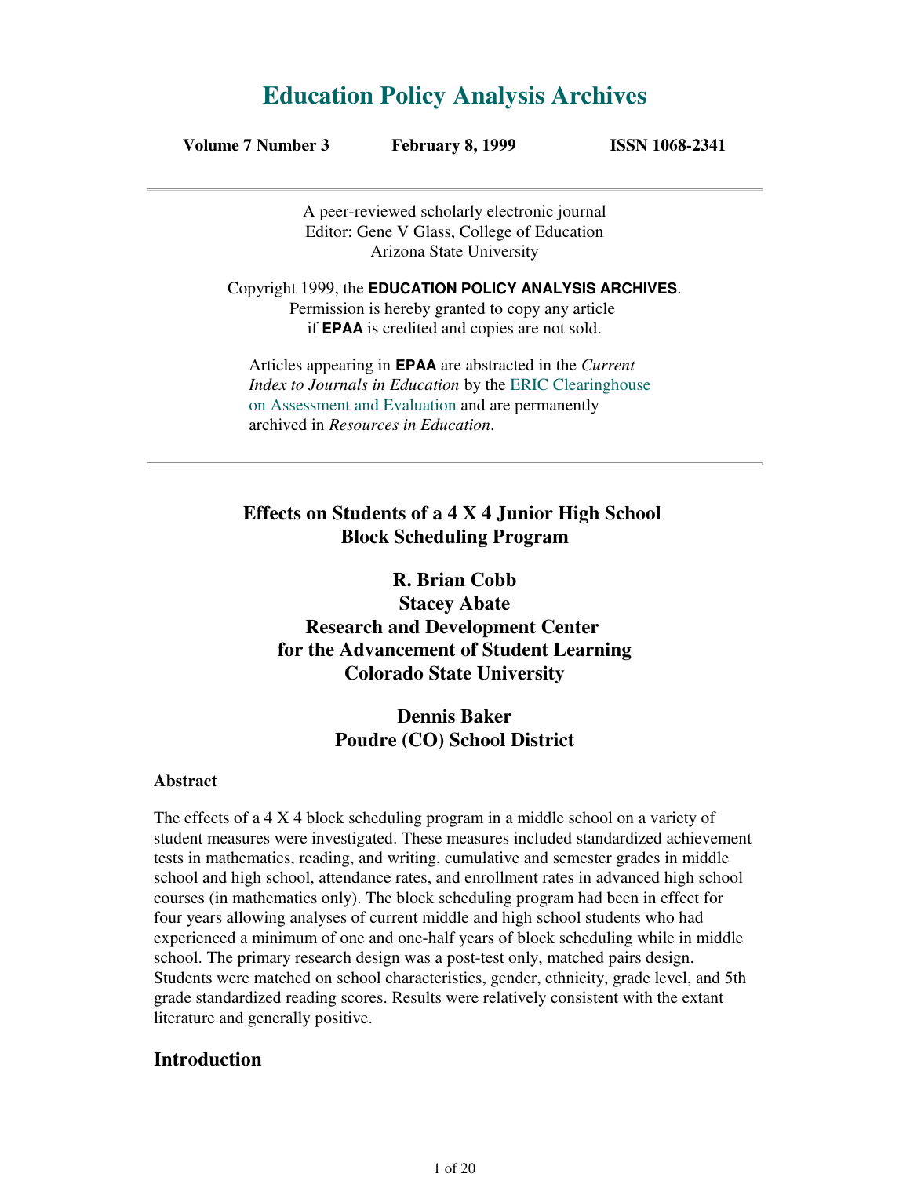# Education Policy Analysis Archives

**Volume 7 Number 3 February 8, 1999 ISSN 1068-2341**

A peer-reviewed scholarly electronic journal
Editor: Gene V Glass, College of Education
Arizona State University

Copyright 1999, the **EDUCATION POLICY ANALYSIS ARCHIVES**.
Permission is hereby granted to copy any article
if **EPAA** is credited and copies are not sold.

Articles appearing in **EPAA** are abstracted in the *Current Index to Journals in Education* by the ERIC Clearinghouse on Assessment and Evaluation and are permanently archived in *Resources in Education*.

## Effects on Students of a 4 X 4 Junior High School Block Scheduling Program

**R. Brian Cobb**
**Stacey Abate**
**Research and Development Center for the Advancement of Student Learning**
**Colorado State University**

**Dennis Baker**
**Poudre (CO) School District**

### Abstract

The effects of a 4 X 4 block scheduling program in a middle school on a variety of student measures were investigated. These measures included standardized achievement tests in mathematics, reading, and writing, cumulative and semester grades in middle school and high school, attendance rates, and enrollment rates in advanced high school courses (in mathematics only). The block scheduling program had been in effect for four years allowing analyses of current middle and high school students who had experienced a minimum of one and one-half years of block scheduling while in middle school. The primary research design was a post-test only, matched pairs design. Students were matched on school characteristics, gender, ethnicity, grade level, and 5th grade standardized reading scores. Results were relatively consistent with the extant literature and generally positive.

## Introduction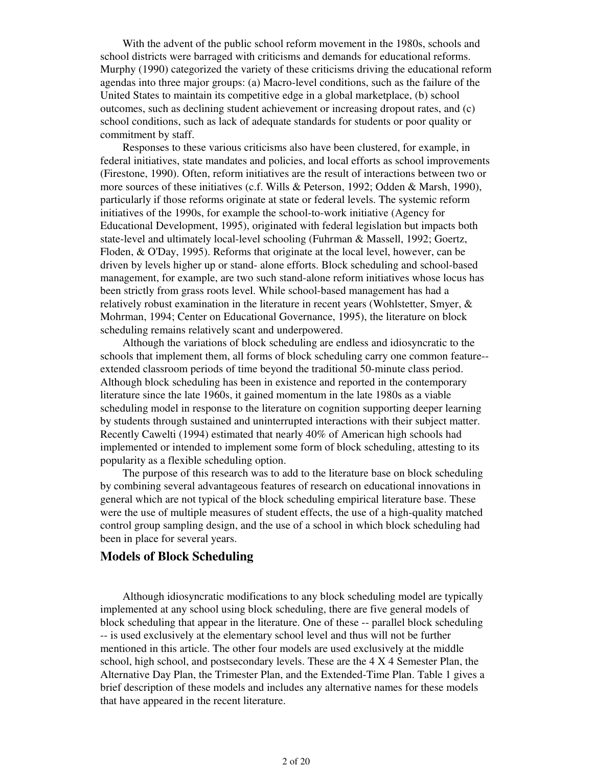With the advent of the public school reform movement in the 1980s, schools and school districts were barraged with criticisms and demands for educational reforms. Murphy (1990) categorized the variety of these criticisms driving the educational reform agendas into three major groups: (a) Macro-level conditions, such as the failure of the United States to maintain its competitive edge in a global marketplace, (b) school outcomes, such as declining student achievement or increasing dropout rates, and (c) school conditions, such as lack of adequate standards for students or poor quality or commitment by staff.

Responses to these various criticisms also have been clustered, for example, in federal initiatives, state mandates and policies, and local efforts as school improvements (Firestone, 1990). Often, reform initiatives are the result of interactions between two or more sources of these initiatives (c.f. Wills & Peterson, 1992; Odden & Marsh, 1990), particularly if those reforms originate at state or federal levels. The systemic reform initiatives of the 1990s, for example the school-to-work initiative (Agency for Educational Development, 1995), originated with federal legislation but impacts both state-level and ultimately local-level schooling (Fuhrman & Massell, 1992; Goertz, Floden, & O'Day, 1995). Reforms that originate at the local level, however, can be driven by levels higher up or stand- alone efforts. Block scheduling and school-based management, for example, are two such stand-alone reform initiatives whose locus has been strictly from grass roots level. While school-based management has had a relatively robust examination in the literature in recent years (Wohlstetter, Smyer, & Mohrman, 1994; Center on Educational Governance, 1995), the literature on block scheduling remains relatively scant and underpowered.

Although the variations of block scheduling are endless and idiosyncratic to the schools that implement them, all forms of block scheduling carry one common feature-- extended classroom periods of time beyond the traditional 50-minute class period. Although block scheduling has been in existence and reported in the contemporary literature since the late 1960s, it gained momentum in the late 1980s as a viable scheduling model in response to the literature on cognition supporting deeper learning by students through sustained and uninterrupted interactions with their subject matter. Recently Cawelti (1994) estimated that nearly 40% of American high schools had implemented or intended to implement some form of block scheduling, attesting to its popularity as a flexible scheduling option.

The purpose of this research was to add to the literature base on block scheduling by combining several advantageous features of research on educational innovations in general which are not typical of the block scheduling empirical literature base. These were the use of multiple measures of student effects, the use of a high-quality matched control group sampling design, and the use of a school in which block scheduling had been in place for several years.

## Models of Block Scheduling

Although idiosyncratic modifications to any block scheduling model are typically implemented at any school using block scheduling, there are five general models of block scheduling that appear in the literature. One of these -- parallel block scheduling -- is used exclusively at the elementary school level and thus will not be further mentioned in this article. The other four models are used exclusively at the middle school, high school, and postsecondary levels. These are the 4 X 4 Semester Plan, the Alternative Day Plan, the Trimester Plan, and the Extended-Time Plan. Table 1 gives a brief description of these models and includes any alternative names for these models that have appeared in the recent literature.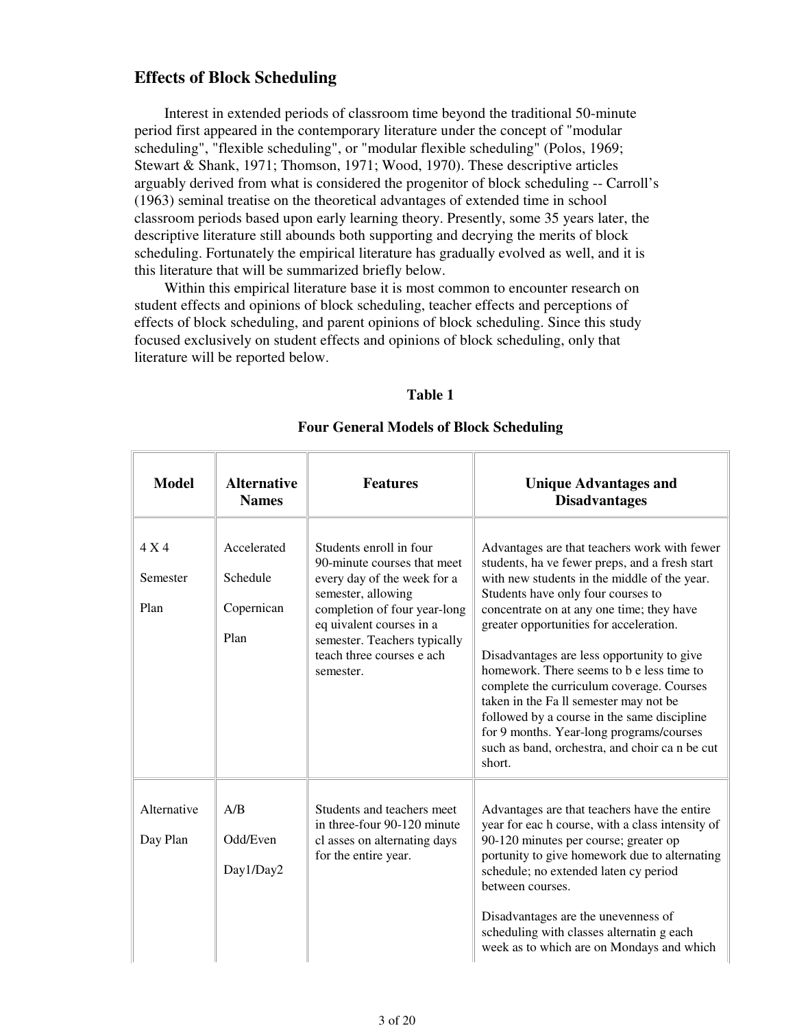## Effects of Block Scheduling

Interest in extended periods of classroom time beyond the traditional 50-minute period first appeared in the contemporary literature under the concept of "modular scheduling", "flexible scheduling", or "modular flexible scheduling" (Polos, 1969; Stewart & Shank, 1971; Thomson, 1971; Wood, 1970). These descriptive articles arguably derived from what is considered the progenitor of block scheduling -- Carroll's (1963) seminal treatise on the theoretical advantages of extended time in school classroom periods based upon early learning theory. Presently, some 35 years later, the descriptive literature still abounds both supporting and decrying the merits of block scheduling. Fortunately the empirical literature has gradually evolved as well, and it is this literature that will be summarized briefly below.

Within this empirical literature base it is most common to encounter research on student effects and opinions of block scheduling, teacher effects and perceptions of effects of block scheduling, and parent opinions of block scheduling. Since this study focused exclusively on student effects and opinions of block scheduling, only that literature will be reported below.

**Table 1**

**Four General Models of Block Scheduling**

| Model | Alternative Names | Features | Unique Advantages and Disadvantages |
|---|---|---|---|
| 4 X 4 Semester Plan | Accelerated Schedule Copernican Plan | Students enroll in four 90-minute courses that meet every day of the week for a semester, allowing completion of four year-long equivalent courses in a semester. Teachers typically teach three courses each semester. | Advantages are that teachers work with fewer students, have fewer preps, and a fresh start with new students in the middle of the year. Students have only four courses to concentrate on at any one time; they have greater opportunities for acceleration. Disadvantages are less opportunity to give homework. There seems to be less time to complete the curriculum coverage. Courses taken in the Fall semester may not be followed by a course in the same discipline for 9 months. Year-long programs/courses such as band, orchestra, and choir can be cut short. |
| Alternative Day Plan | A/B Odd/Even Day1/Day2 | Students and teachers meet in three-four 90-120 minute classes on alternating days for the entire year. | Advantages are that teachers have the entire year for each course, with a class intensity of 90-120 minutes per course; greater opportunity to give homework due to alternating schedule; no extended latency period between courses. Disadvantages are the unevenness of scheduling with classes alternating each week as to which are on Mondays and which |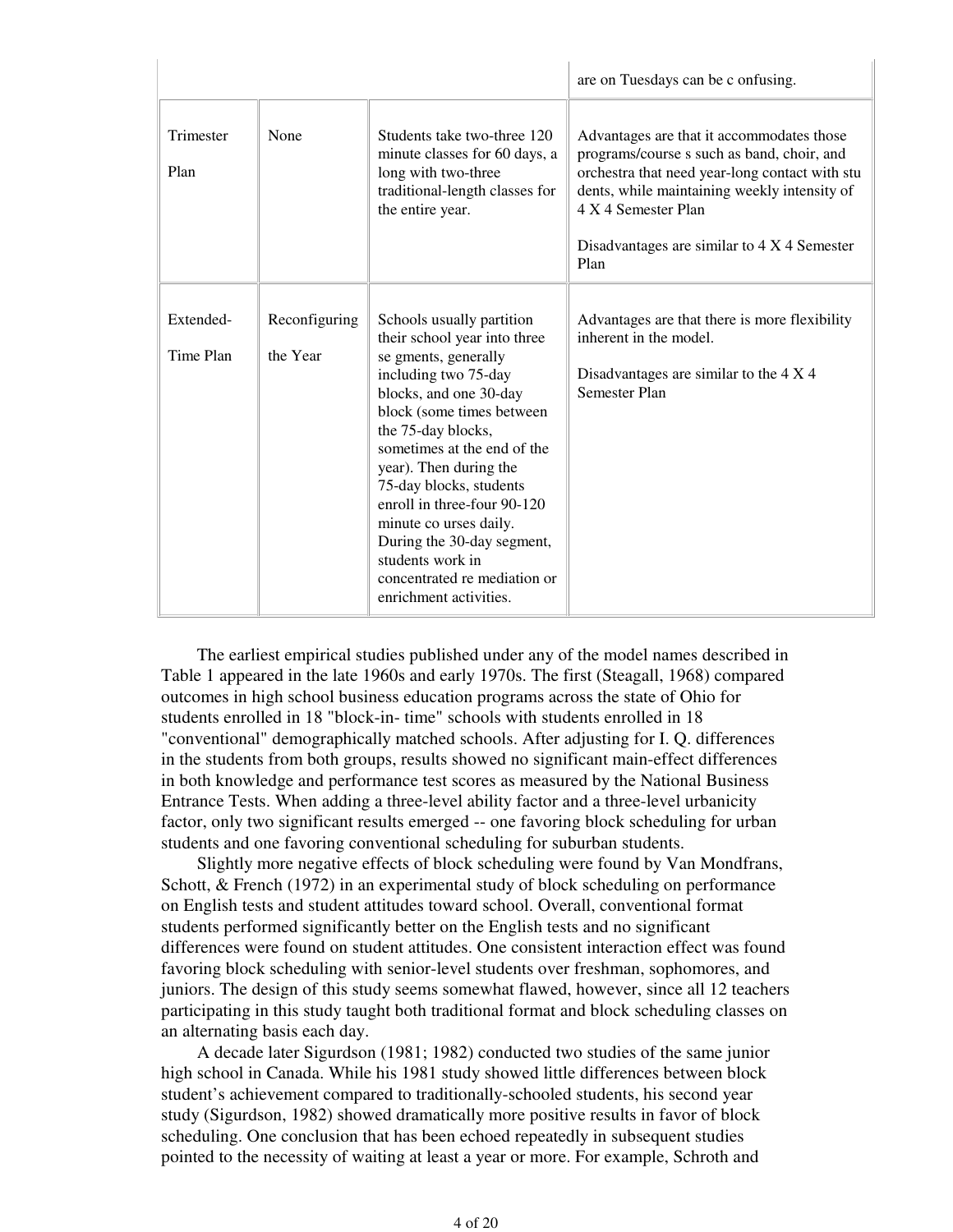| | | | are on Tuesdays can be c onfusing. |
|---|---|---|---|
| Trimester Plan | None | Students take two-three 120 minute classes for 60 days, a long with two-three traditional-length classes for the entire year. | Advantages are that it accommodates those programs/course s such as band, choir, and orchestra that need year-long contact with stu dents, while maintaining weekly intensity of 4 X 4 Semester Plan<br><br>Disadvantages are similar to 4 X 4 Semester Plan |
| Extended-Time Plan | Reconfiguring the Year | Schools usually partition their school year into three se gments, generally including two 75-day blocks, and one 30-day block (some times between the 75-day blocks, sometimes at the end of the year). Then during the 75-day blocks, students enroll in three-four 90-120 minute co urses daily. During the 30-day segment, students work in concentrated re mediation or enrichment activities. | Advantages are that there is more flexibility inherent in the model.<br><br>Disadvantages are similar to the 4 X 4 Semester Plan |

The earliest empirical studies published under any of the model names described in Table 1 appeared in the late 1960s and early 1970s. The first (Steagall, 1968) compared outcomes in high school business education programs across the state of Ohio for students enrolled in 18 "block-in- time" schools with students enrolled in 18 "conventional" demographically matched schools. After adjusting for I. Q. differences in the students from both groups, results showed no significant main-effect differences in both knowledge and performance test scores as measured by the National Business Entrance Tests. When adding a three-level ability factor and a three-level urbanicity factor, only two significant results emerged -- one favoring block scheduling for urban students and one favoring conventional scheduling for suburban students.

Slightly more negative effects of block scheduling were found by Van Mondfrans, Schott, & French (1972) in an experimental study of block scheduling on performance on English tests and student attitudes toward school. Overall, conventional format students performed significantly better on the English tests and no significant differences were found on student attitudes. One consistent interaction effect was found favoring block scheduling with senior-level students over freshman, sophomores, and juniors. The design of this study seems somewhat flawed, however, since all 12 teachers participating in this study taught both traditional format and block scheduling classes on an alternating basis each day.

A decade later Sigurdson (1981; 1982) conducted two studies of the same junior high school in Canada. While his 1981 study showed little differences between block student's achievement compared to traditionally-schooled students, his second year study (Sigurdson, 1982) showed dramatically more positive results in favor of block scheduling. One conclusion that has been echoed repeatedly in subsequent studies pointed to the necessity of waiting at least a year or more. For example, Schroth and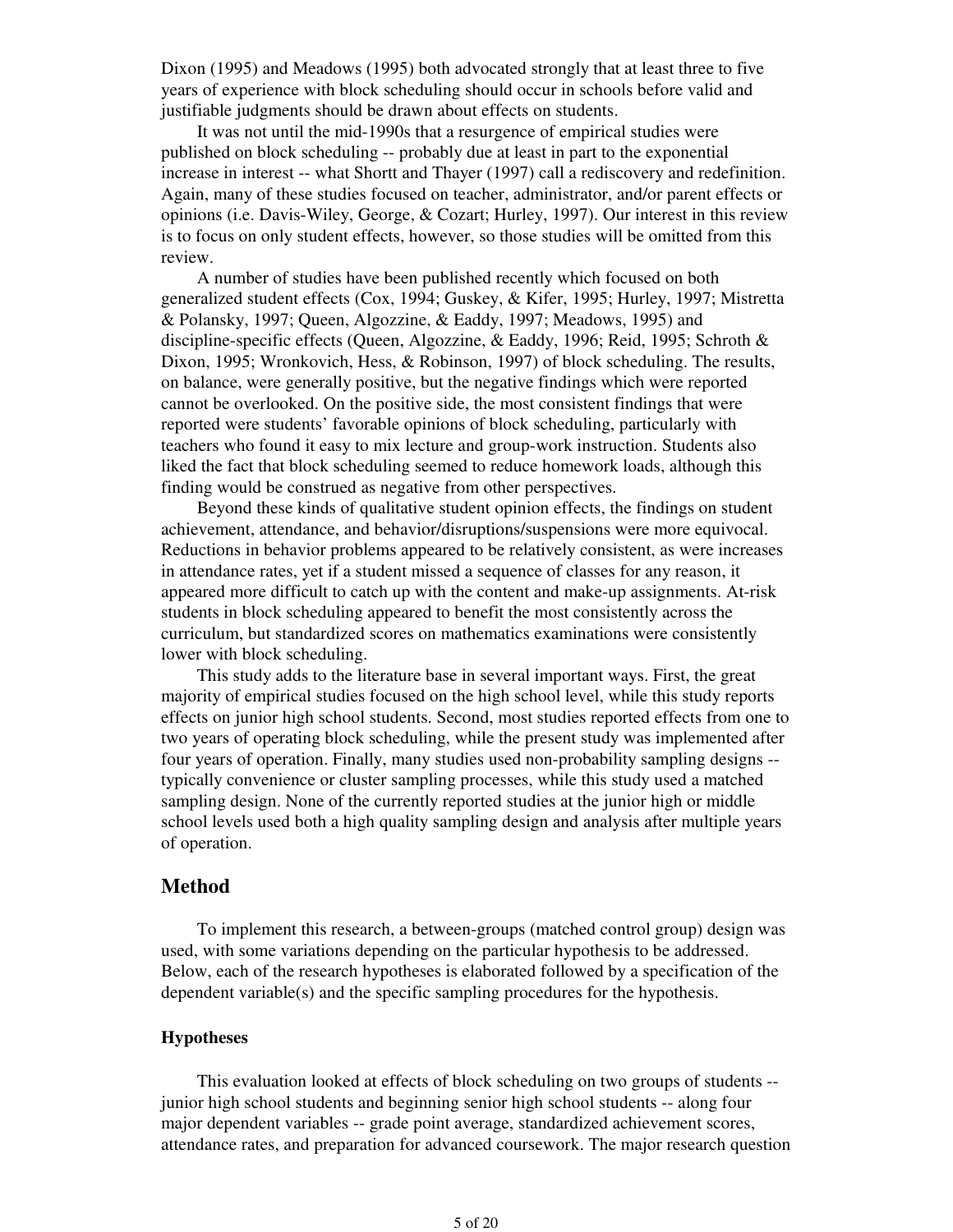Dixon (1995) and Meadows (1995) both advocated strongly that at least three to five years of experience with block scheduling should occur in schools before valid and justifiable judgments should be drawn about effects on students.

It was not until the mid-1990s that a resurgence of empirical studies were published on block scheduling -- probably due at least in part to the exponential increase in interest -- what Shortt and Thayer (1997) call a rediscovery and redefinition. Again, many of these studies focused on teacher, administrator, and/or parent effects or opinions (i.e. Davis-Wiley, George, & Cozart; Hurley, 1997). Our interest in this review is to focus on only student effects, however, so those studies will be omitted from this review.

A number of studies have been published recently which focused on both generalized student effects (Cox, 1994; Guskey, & Kifer, 1995; Hurley, 1997; Mistretta & Polansky, 1997; Queen, Algozzine, & Eaddy, 1997; Meadows, 1995) and discipline-specific effects (Queen, Algozzine, & Eaddy, 1996; Reid, 1995; Schroth & Dixon, 1995; Wronkovich, Hess, & Robinson, 1997) of block scheduling. The results, on balance, were generally positive, but the negative findings which were reported cannot be overlooked. On the positive side, the most consistent findings that were reported were students' favorable opinions of block scheduling, particularly with teachers who found it easy to mix lecture and group-work instruction. Students also liked the fact that block scheduling seemed to reduce homework loads, although this finding would be construed as negative from other perspectives.

Beyond these kinds of qualitative student opinion effects, the findings on student achievement, attendance, and behavior/disruptions/suspensions were more equivocal. Reductions in behavior problems appeared to be relatively consistent, as were increases in attendance rates, yet if a student missed a sequence of classes for any reason, it appeared more difficult to catch up with the content and make-up assignments. At-risk students in block scheduling appeared to benefit the most consistently across the curriculum, but standardized scores on mathematics examinations were consistently lower with block scheduling.

This study adds to the literature base in several important ways. First, the great majority of empirical studies focused on the high school level, while this study reports effects on junior high school students. Second, most studies reported effects from one to two years of operating block scheduling, while the present study was implemented after four years of operation. Finally, many studies used non-probability sampling designs -- typically convenience or cluster sampling processes, while this study used a matched sampling design. None of the currently reported studies at the junior high or middle school levels used both a high quality sampling design and analysis after multiple years of operation.

## Method

To implement this research, a between-groups (matched control group) design was used, with some variations depending on the particular hypothesis to be addressed. Below, each of the research hypotheses is elaborated followed by a specification of the dependent variable(s) and the specific sampling procedures for the hypothesis.

### Hypotheses

This evaluation looked at effects of block scheduling on two groups of students -- junior high school students and beginning senior high school students -- along four major dependent variables -- grade point average, standardized achievement scores, attendance rates, and preparation for advanced coursework. The major research question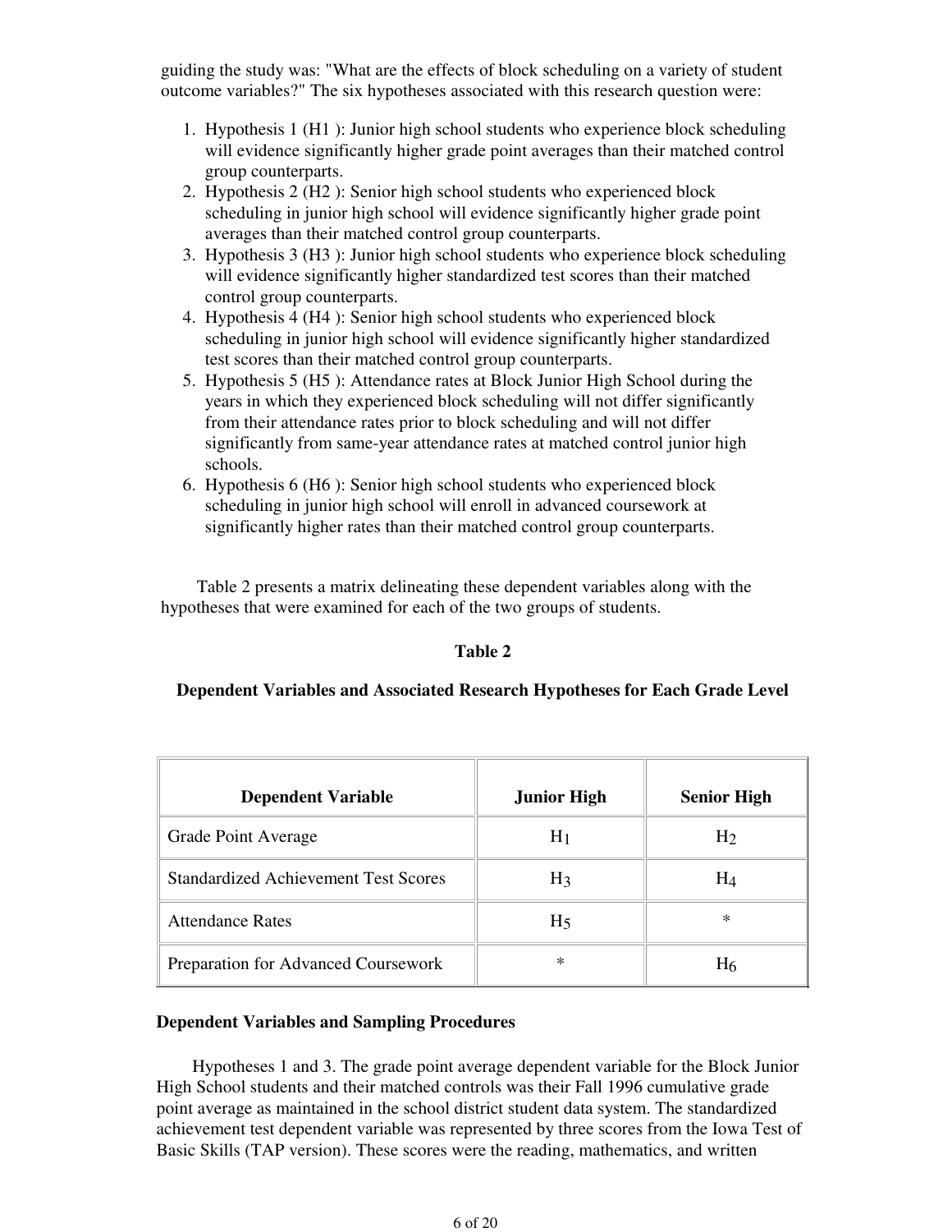guiding the study was: "What are the effects of block scheduling on a variety of student outcome variables?" The six hypotheses associated with this research question were:

1. Hypothesis 1 (H1 ): Junior high school students who experience block scheduling will evidence significantly higher grade point averages than their matched control group counterparts.
2. Hypothesis 2 (H2 ): Senior high school students who experienced block scheduling in junior high school will evidence significantly higher grade point averages than their matched control group counterparts.
3. Hypothesis 3 (H3 ): Junior high school students who experience block scheduling will evidence significantly higher standardized test scores than their matched control group counterparts.
4. Hypothesis 4 (H4 ): Senior high school students who experienced block scheduling in junior high school will evidence significantly higher standardized test scores than their matched control group counterparts.
5. Hypothesis 5 (H5 ): Attendance rates at Block Junior High School during the years in which they experienced block scheduling will not differ significantly from their attendance rates prior to block scheduling and will not differ significantly from same-year attendance rates at matched control junior high schools.
6. Hypothesis 6 (H6 ): Senior high school students who experienced block scheduling in junior high school will enroll in advanced coursework at significantly higher rates than their matched control group counterparts.

Table 2 presents a matrix delineating these dependent variables along with the hypotheses that were examined for each of the two groups of students.

**Table 2**

**Dependent Variables and Associated Research Hypotheses for Each Grade Level**

| Dependent Variable | Junior High | Senior High |
|---|---|---|
| Grade Point Average | $H_1$ | $H_2$ |
| Standardized Achievement Test Scores | $H_3$ | $H_4$ |
| Attendance Rates | $H_5$ | * |
| Preparation for Advanced Coursework | * | $H_6$ |

**Dependent Variables and Sampling Procedures**

Hypotheses 1 and 3. The grade point average dependent variable for the Block Junior High School students and their matched controls was their Fall 1996 cumulative grade point average as maintained in the school district student data system. The standardized achievement test dependent variable was represented by three scores from the Iowa Test of Basic Skills (TAP version). These scores were the reading, mathematics, and written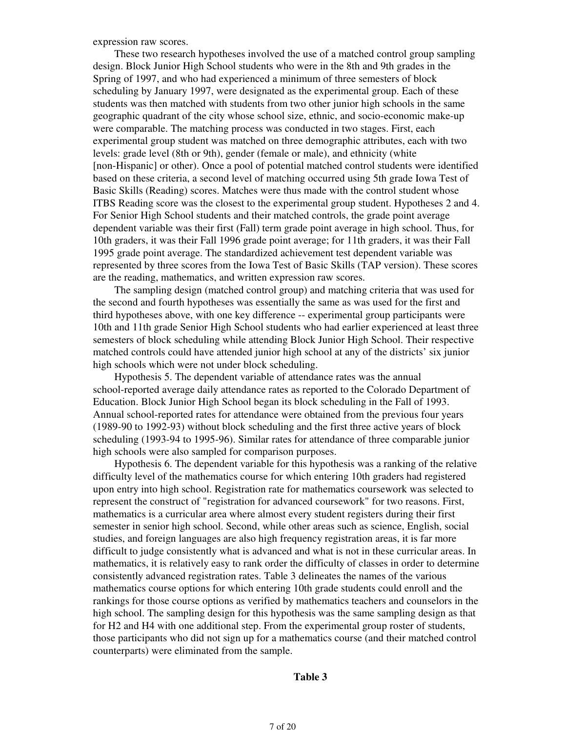expression raw scores.

These two research hypotheses involved the use of a matched control group sampling design. Block Junior High School students who were in the 8th and 9th grades in the Spring of 1997, and who had experienced a minimum of three semesters of block scheduling by January 1997, were designated as the experimental group. Each of these students was then matched with students from two other junior high schools in the same geographic quadrant of the city whose school size, ethnic, and socio-economic make-up were comparable. The matching process was conducted in two stages. First, each experimental group student was matched on three demographic attributes, each with two levels: grade level (8th or 9th), gender (female or male), and ethnicity (white [non-Hispanic] or other). Once a pool of potential matched control students were identified based on these criteria, a second level of matching occurred using 5th grade Iowa Test of Basic Skills (Reading) scores. Matches were thus made with the control student whose ITBS Reading score was the closest to the experimental group student. Hypotheses 2 and 4. For Senior High School students and their matched controls, the grade point average dependent variable was their first (Fall) term grade point average in high school. Thus, for 10th graders, it was their Fall 1996 grade point average; for 11th graders, it was their Fall 1995 grade point average. The standardized achievement test dependent variable was represented by three scores from the Iowa Test of Basic Skills (TAP version). These scores are the reading, mathematics, and written expression raw scores.

The sampling design (matched control group) and matching criteria that was used for the second and fourth hypotheses was essentially the same as was used for the first and third hypotheses above, with one key difference -- experimental group participants were 10th and 11th grade Senior High School students who had earlier experienced at least three semesters of block scheduling while attending Block Junior High School. Their respective matched controls could have attended junior high school at any of the districts' six junior high schools which were not under block scheduling.

Hypothesis 5. The dependent variable of attendance rates was the annual school-reported average daily attendance rates as reported to the Colorado Department of Education. Block Junior High School began its block scheduling in the Fall of 1993. Annual school-reported rates for attendance were obtained from the previous four years (1989-90 to 1992-93) without block scheduling and the first three active years of block scheduling (1993-94 to 1995-96). Similar rates for attendance of three comparable junior high schools were also sampled for comparison purposes.

Hypothesis 6. The dependent variable for this hypothesis was a ranking of the relative difficulty level of the mathematics course for which entering 10th graders had registered upon entry into high school. Registration rate for mathematics coursework was selected to represent the construct of "registration for advanced coursework" for two reasons. First, mathematics is a curricular area where almost every student registers during their first semester in senior high school. Second, while other areas such as science, English, social studies, and foreign languages are also high frequency registration areas, it is far more difficult to judge consistently what is advanced and what is not in these curricular areas. In mathematics, it is relatively easy to rank order the difficulty of classes in order to determine consistently advanced registration rates. Table 3 delineates the names of the various mathematics course options for which entering 10th grade students could enroll and the rankings for those course options as verified by mathematics teachers and counselors in the high school. The sampling design for this hypothesis was the same sampling design as that for H2 and H4 with one additional step. From the experimental group roster of students, those participants who did not sign up for a mathematics course (and their matched control counterparts) were eliminated from the sample.

**Table 3**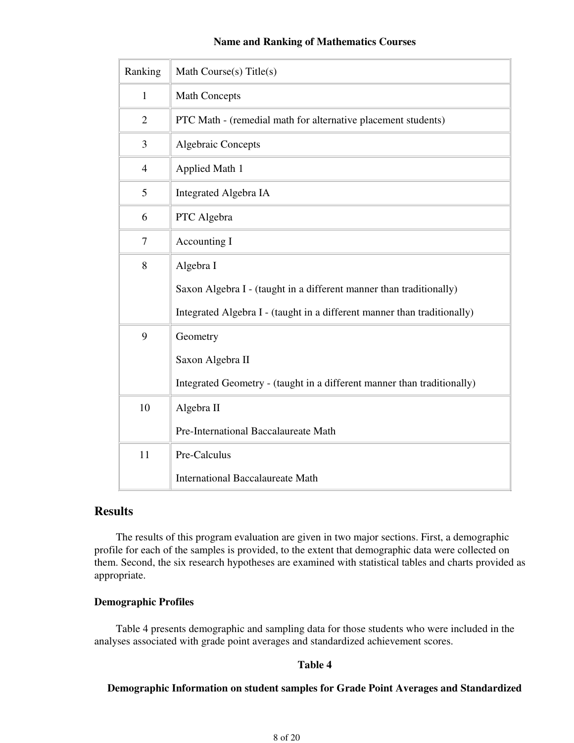**Name and Ranking of Mathematics Courses**

| Ranking | Math Course(s) Title(s) |
| --- | --- |
| 1 | Math Concepts |
| 2 | PTC Math - (remedial math for alternative placement students) |
| 3 | Algebraic Concepts |
| 4 | Applied Math 1 |
| 5 | Integrated Algebra IA |
| 6 | PTC Algebra |
| 7 | Accounting I |
| 8 | Algebra I<br><br>Saxon Algebra I - (taught in a different manner than traditionally)<br><br>Integrated Algebra I - (taught in a different manner than traditionally) |
| 9 | Geometry<br><br>Saxon Algebra II<br><br>Integrated Geometry - (taught in a different manner than traditionally) |
| 10 | Algebra II<br><br>Pre-International Baccalaureate Math |
| 11 | Pre-Calculus<br><br>International Baccalaureate Math |

## Results

The results of this program evaluation are given in two major sections. First, a demographic profile for each of the samples is provided, to the extent that demographic data were collected on them. Second, the six research hypotheses are examined with statistical tables and charts provided as appropriate.

### Demographic Profiles

Table 4 presents demographic and sampling data for those students who were included in the analyses associated with grade point averages and standardized achievement scores.

**Table 4**

**Demographic Information on student samples for Grade Point Averages and Standardized**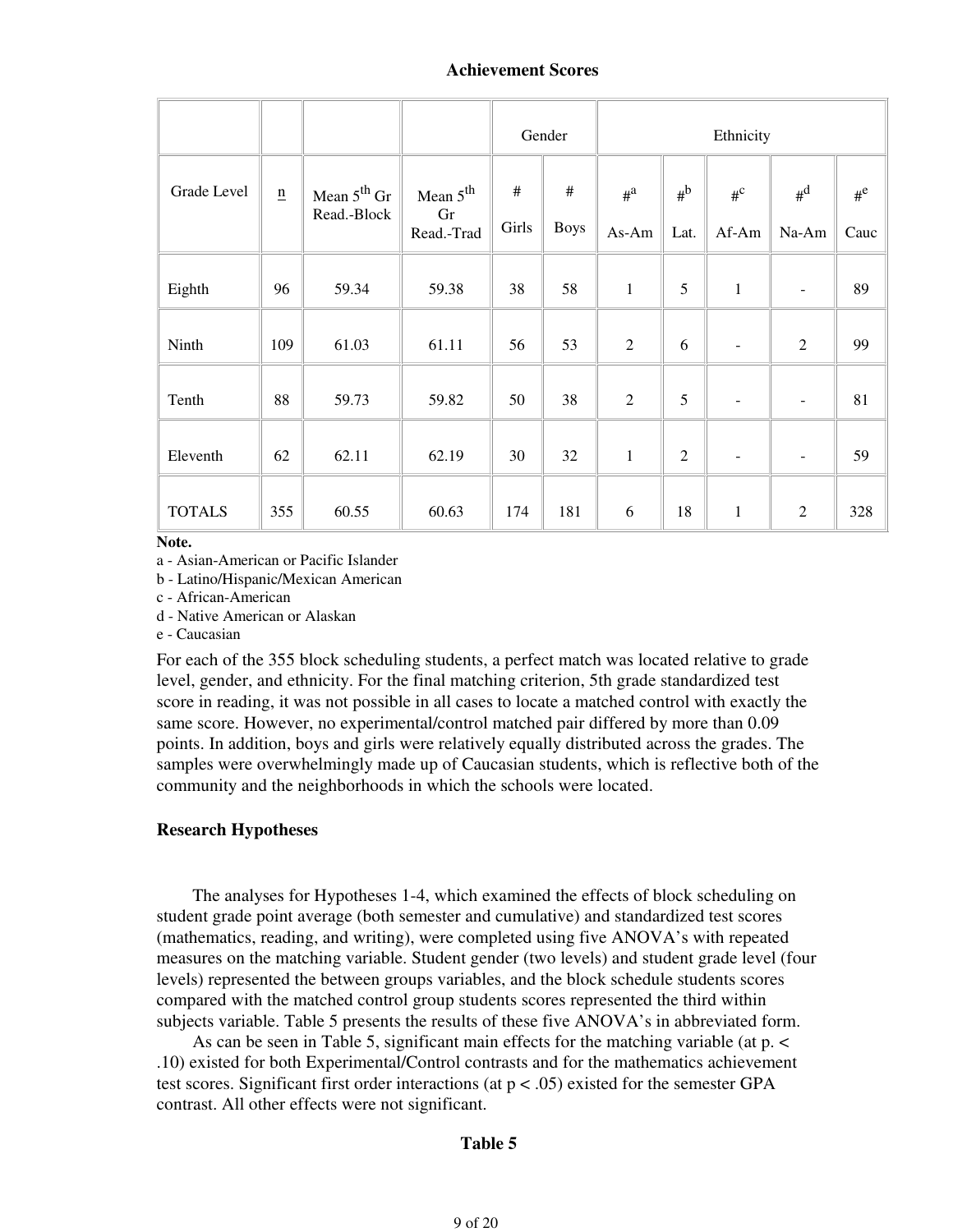**Achievement Scores**

| | | | | Gender | | Ethnicity | | | | |
|---|---|---|---|---|---|---|---|---|---|---|
| Grade Level | n | Mean 5th Gr Read.-Block | Mean 5th Gr Read.-Trad | # Girls | # Boys | #[a] As-Am | #[b] Lat. | #[c] Af-Am | #[d] Na-Am | #[e] Cauc |
| Eighth | 96 | 59.34 | 59.38 | 38 | 58 | 1 | 5 | 1 | - | 89 |
| Ninth | 109 | 61.03 | 61.11 | 56 | 53 | 2 | 6 | - | 2 | 99 |
| Tenth | 88 | 59.73 | 59.82 | 50 | 38 | 2 | 5 | - | - | 81 |
| Eleventh | 62 | 62.11 | 62.19 | 30 | 32 | 1 | 2 | - | - | 59 |
| TOTALS | 355 | 60.55 | 60.63 | 174 | 181 | 6 | 18 | 1 | 2 | 328 |

**Note.**
a - Asian-American or Pacific Islander
b - Latino/Hispanic/Mexican American
c - African-American
d - Native American or Alaskan
e - Caucasian

For each of the 355 block scheduling students, a perfect match was located relative to grade level, gender, and ethnicity. For the final matching criterion, 5th grade standardized test score in reading, it was not possible in all cases to locate a matched control with exactly the same score. However, no experimental/control matched pair differed by more than 0.09 points. In addition, boys and girls were relatively equally distributed across the grades. The samples were overwhelmingly made up of Caucasian students, which is reflective both of the community and the neighborhoods in which the schools were located.

### Research Hypotheses

The analyses for Hypotheses 1-4, which examined the effects of block scheduling on student grade point average (both semester and cumulative) and standardized test scores (mathematics, reading, and writing), were completed using five ANOVA's with repeated measures on the matching variable. Student gender (two levels) and student grade level (four levels) represented the between groups variables, and the block schedule students scores compared with the matched control group students scores represented the third within subjects variable. Table 5 presents the results of these five ANOVA's in abbreviated form.

As can be seen in Table 5, significant main effects for the matching variable (at $p < .10$) existed for both Experimental/Control contrasts and for the mathematics achievement test scores. Significant first order interactions (at $p < .05$) existed for the semester GPA contrast. All other effects were not significant.

**Table 5**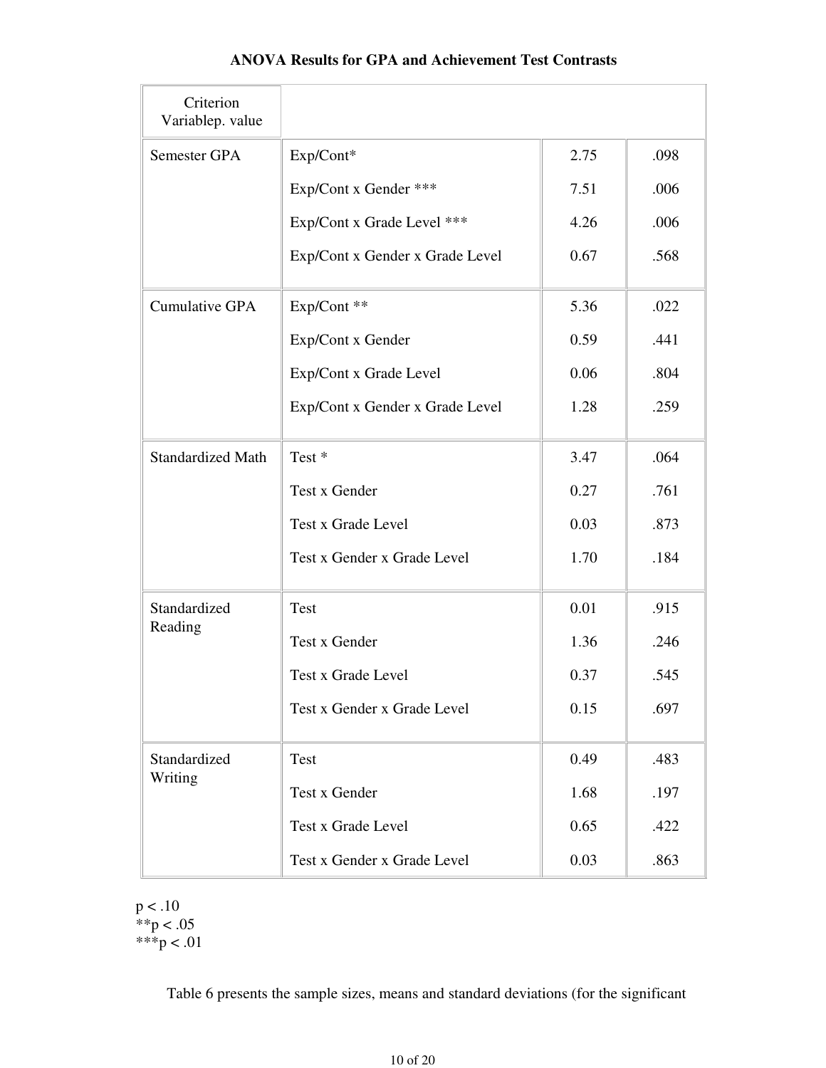**ANOVA Results for GPA and Achievement Test Contrasts**

| Criterion Variablep. value | | | |
|---|---|---|---|
| Semester GPA | Exp/Cont* | 2.75 | .098 |
| | Exp/Cont x Gender *** | 7.51 | .006 |
| | Exp/Cont x Grade Level *** | 4.26 | .006 |
| | Exp/Cont x Gender x Grade Level | 0.67 | .568 |
| Cumulative GPA | Exp/Cont ** | 5.36 | .022 |
| | Exp/Cont x Gender | 0.59 | .441 |
| | Exp/Cont x Grade Level | 0.06 | .804 |
| | Exp/Cont x Gender x Grade Level | 1.28 | .259 |
| Standardized Math | Test * | 3.47 | .064 |
| | Test x Gender | 0.27 | .761 |
| | Test x Grade Level | 0.03 | .873 |
| | Test x Gender x Grade Level | 1.70 | .184 |
| Standardized Reading | Test | 0.01 | .915 |
| | Test x Gender | 1.36 | .246 |
| | Test x Grade Level | 0.37 | .545 |
| | Test x Gender x Grade Level | 0.15 | .697 |
| Standardized Writing | Test | 0.49 | .483 |
| | Test x Gender | 1.68 | .197 |
| | Test x Grade Level | 0.65 | .422 |
| | Test x Gender x Grade Level | 0.03 | .863 |

$p < .10$
**$p < .05$
***$p < .01$

Table 6 presents the sample sizes, means and standard deviations (for the significant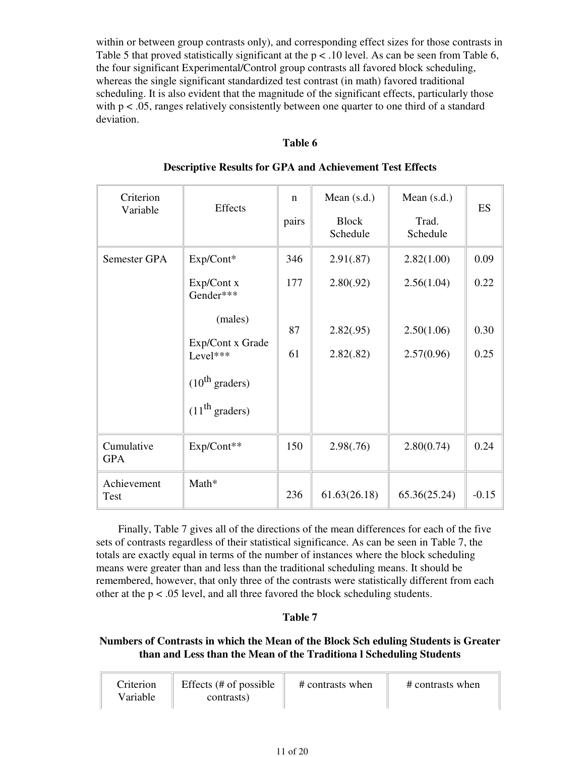within or between group contrasts only), and corresponding effect sizes for those contrasts in Table 5 that proved statistically significant at the $p < .10$ level. As can be seen from Table 6, the four significant Experimental/Control group contrasts all favored block scheduling, whereas the single significant standardized test contrast (in math) favored traditional scheduling. It is also evident that the magnitude of the significant effects, particularly those with $p < .05$, ranges relatively consistently between one quarter to one third of a standard deviation.

**Table 6**

**Descriptive Results for GPA and Achievement Test Effects**

| Criterion Variable | Effects | n pairs | Mean (s.d.) Block Schedule | Mean (s.d.) Trad. Schedule | ES |
|---|---|---|---|---|---|
| Semester GPA | Exp/Cont* | 346 | 2.91(.87) | 2.82(1.00) | 0.09 |
| | Exp/Cont x Gender*** | | | | |
| | (males) | 177 | 2.80(.92) | 2.56(1.04) | 0.22 |
| | Exp/Cont x Grade Level*** | | | | |
| | (10th graders) | 87 | 2.82(.95) | 2.50(1.06) | 0.30 |
| | (11th graders) | 61 | 2.82(.82) | 2.57(0.96) | 0.25 |
| Cumulative GPA | Exp/Cont** | 150 | 2.98(.76) | 2.80(0.74) | 0.24 |
| Achievement Test | Math* | 236 | 61.63(26.18) | 65.36(25.24) | -0.15 |

Finally, Table 7 gives all of the directions of the mean differences for each of the five sets of contrasts regardless of their statistical significance. As can be seen in Table 7, the totals are exactly equal in terms of the number of instances where the block scheduling means were greater than and less than the traditional scheduling means. It should be remembered, however, that only three of the contrasts were statistically different from each other at the $p < .05$ level, and all three favored the block scheduling students.

**Table 7**

**Numbers of Contrasts in which the Mean of the Block Scheduling Students is Greater than and Less than the Mean of the Traditional Scheduling Students**

| Criterion Variable | Effects (# of possible contrasts) | # contrasts when | # contrasts when |
|---|---|---|---|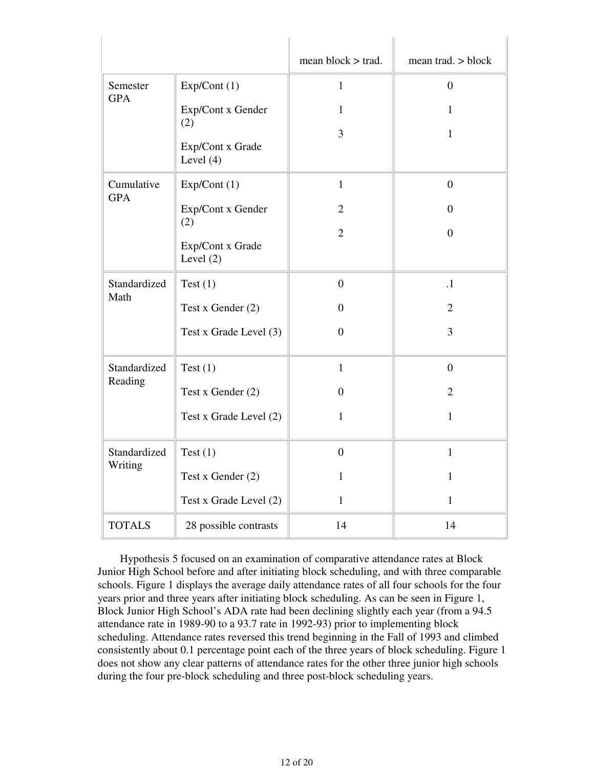| | | mean block > trad. | mean trad. > block |
|---|---|---|---|
| Semester GPA | Exp/Cont (1) | 1 | 0 |
| | Exp/Cont x Gender (2) | 1 | 1 |
| | Exp/Cont x Grade Level (4) | 3 | 1 |
| Cumulative GPA | Exp/Cont (1) | 1 | 0 |
| | Exp/Cont x Gender (2) | 2 | 0 |
| | Exp/Cont x Grade Level (2) | 2 | 0 |
| Standardized Math | Test (1) | 0 | .1 |
| | Test x Gender (2) | 0 | 2 |
| | Test x Grade Level (3) | 0 | 3 |
| Standardized Reading | Test (1) | 1 | 0 |
| | Test x Gender (2) | 0 | 2 |
| | Test x Grade Level (2) | 1 | 1 |
| Standardized Writing | Test (1) | 0 | 1 |
| | Test x Gender (2) | 1 | 1 |
| | Test x Grade Level (2) | 1 | 1 |
| TOTALS | 28 possible contrasts | 14 | 14 |

Hypothesis 5 focused on an examination of comparative attendance rates at Block Junior High School before and after initiating block scheduling, and with three comparable schools. Figure 1 displays the average daily attendance rates of all four schools for the four years prior and three years after initiating block scheduling. As can be seen in Figure 1, Block Junior High School's ADA rate had been declining slightly each year (from a 94.5 attendance rate in 1989-90 to a 93.7 rate in 1992-93) prior to implementing block scheduling. Attendance rates reversed this trend beginning in the Fall of 1993 and climbed consistently about 0.1 percentage point each of the three years of block scheduling. Figure 1 does not show any clear patterns of attendance rates for the other three junior high schools during the four pre-block scheduling and three post-block scheduling years.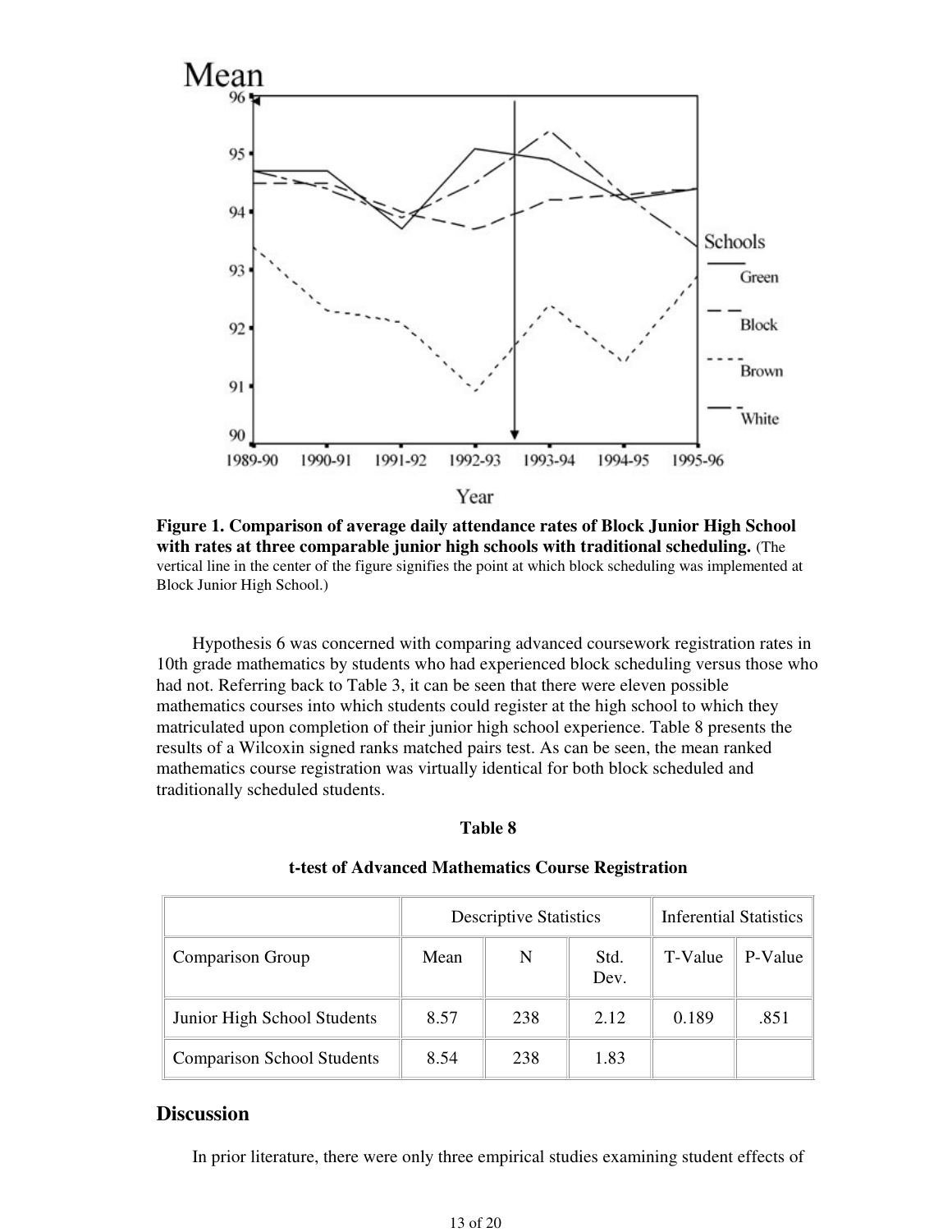**Figure 1. Comparison of average daily attendance rates of Block Junior High School with rates at three comparable junior high schools with traditional scheduling.** (The vertical line in the center of the figure signifies the point at which block scheduling was implemented at Block Junior High School.)

Hypothesis 6 was concerned with comparing advanced coursework registration rates in 10th grade mathematics by students who had experienced block scheduling versus those who had not. Referring back to Table 3, it can be seen that there were eleven possible mathematics courses into which students could register at the high school to which they matriculated upon completion of their junior high school experience. Table 8 presents the results of a Wilcoxin signed ranks matched pairs test. As can be seen, the mean ranked mathematics course registration was virtually identical for both block scheduled and traditionally scheduled students.

**Table 8**

**t-test of Advanced Mathematics Course Registration**

| | Descriptive Statistics | | | Inferential Statistics | |
|---|---|---|---|---|---|
| Comparison Group | Mean | N | Std. Dev. | T-Value | P-Value |
| Junior High School Students | 8.57 | 238 | 2.12 | 0.189 | .851 |
| Comparison School Students | 8.54 | 238 | 1.83 | | |

## Discussion

In prior literature, there were only three empirical studies examining student effects of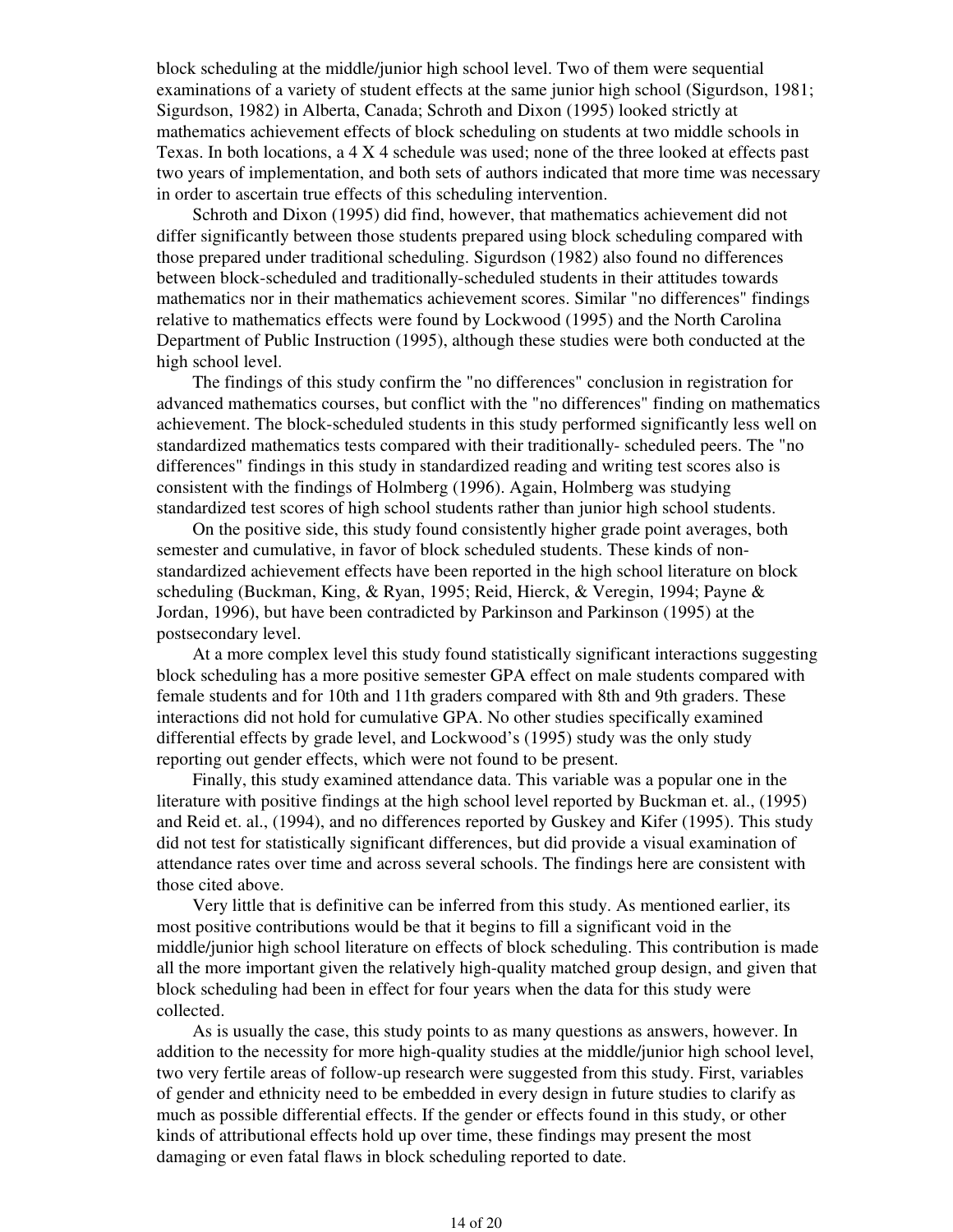block scheduling at the middle/junior high school level. Two of them were sequential examinations of a variety of student effects at the same junior high school (Sigurdson, 1981; Sigurdson, 1982) in Alberta, Canada; Schroth and Dixon (1995) looked strictly at mathematics achievement effects of block scheduling on students at two middle schools in Texas. In both locations, a 4 X 4 schedule was used; none of the three looked at effects past two years of implementation, and both sets of authors indicated that more time was necessary in order to ascertain true effects of this scheduling intervention.

Schroth and Dixon (1995) did find, however, that mathematics achievement did not differ significantly between those students prepared using block scheduling compared with those prepared under traditional scheduling. Sigurdson (1982) also found no differences between block-scheduled and traditionally-scheduled students in their attitudes towards mathematics nor in their mathematics achievement scores. Similar "no differences" findings relative to mathematics effects were found by Lockwood (1995) and the North Carolina Department of Public Instruction (1995), although these studies were both conducted at the high school level.

The findings of this study confirm the "no differences" conclusion in registration for advanced mathematics courses, but conflict with the "no differences" finding on mathematics achievement. The block-scheduled students in this study performed significantly less well on standardized mathematics tests compared with their traditionally- scheduled peers. The "no differences" findings in this study in standardized reading and writing test scores also is consistent with the findings of Holmberg (1996). Again, Holmberg was studying standardized test scores of high school students rather than junior high school students.

On the positive side, this study found consistently higher grade point averages, both semester and cumulative, in favor of block scheduled students. These kinds of non-standardized achievement effects have been reported in the high school literature on block scheduling (Buckman, King, & Ryan, 1995; Reid, Hierck, & Veregin, 1994; Payne & Jordan, 1996), but have been contradicted by Parkinson and Parkinson (1995) at the postsecondary level.

At a more complex level this study found statistically significant interactions suggesting block scheduling has a more positive semester GPA effect on male students compared with female students and for 10th and 11th graders compared with 8th and 9th graders. These interactions did not hold for cumulative GPA. No other studies specifically examined differential effects by grade level, and Lockwood's (1995) study was the only study reporting out gender effects, which were not found to be present.

Finally, this study examined attendance data. This variable was a popular one in the literature with positive findings at the high school level reported by Buckman et. al., (1995) and Reid et. al., (1994), and no differences reported by Guskey and Kifer (1995). This study did not test for statistically significant differences, but did provide a visual examination of attendance rates over time and across several schools. The findings here are consistent with those cited above.

Very little that is definitive can be inferred from this study. As mentioned earlier, its most positive contributions would be that it begins to fill a significant void in the middle/junior high school literature on effects of block scheduling. This contribution is made all the more important given the relatively high-quality matched group design, and given that block scheduling had been in effect for four years when the data for this study were collected.

As is usually the case, this study points to as many questions as answers, however. In addition to the necessity for more high-quality studies at the middle/junior high school level, two very fertile areas of follow-up research were suggested from this study. First, variables of gender and ethnicity need to be embedded in every design in future studies to clarify as much as possible differential effects. If the gender or effects found in this study, or other kinds of attributional effects hold up over time, these findings may present the most damaging or even fatal flaws in block scheduling reported to date.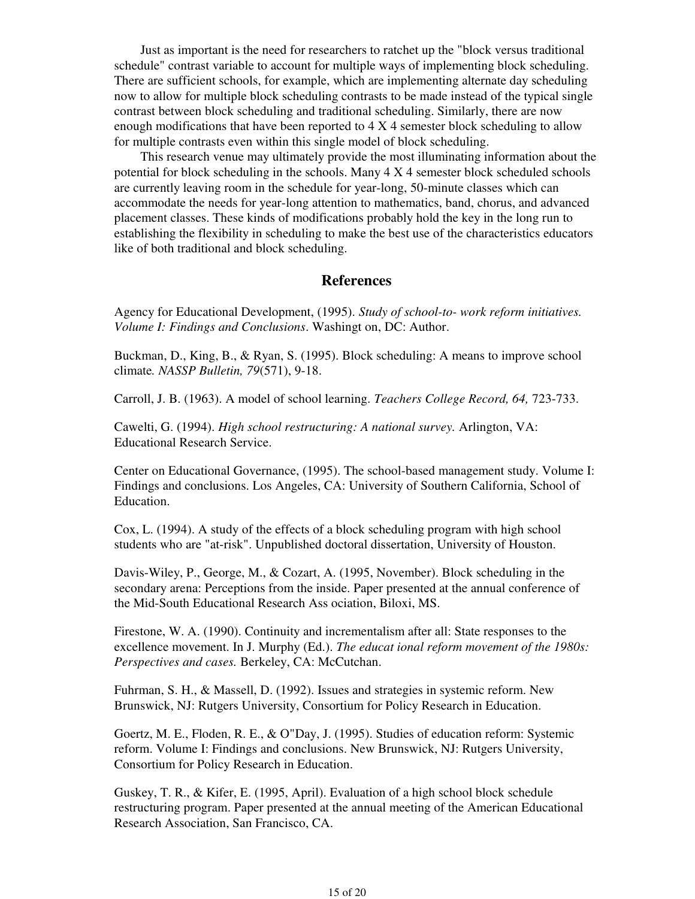Just as important is the need for researchers to ratchet up the "block versus traditional schedule" contrast variable to account for multiple ways of implementing block scheduling. There are sufficient schools, for example, which are implementing alternate day scheduling now to allow for multiple block scheduling contrasts to be made instead of the typical single contrast between block scheduling and traditional scheduling. Similarly, there are now enough modifications that have been reported to 4 X 4 semester block scheduling to allow for multiple contrasts even within this single model of block scheduling.

This research venue may ultimately provide the most illuminating information about the potential for block scheduling in the schools. Many 4 X 4 semester block scheduled schools are currently leaving room in the schedule for year-long, 50-minute classes which can accommodate the needs for year-long attention to mathematics, band, chorus, and advanced placement classes. These kinds of modifications probably hold the key in the long run to establishing the flexibility in scheduling to make the best use of the characteristics educators like of both traditional and block scheduling.

## References

Agency for Educational Development, (1995). *Study of school-to- work reform initiatives. Volume I: Findings and Conclusions*. Washingt on, DC: Author.

Buckman, D., King, B., & Ryan, S. (1995). Block scheduling: A means to improve school climate. *NASSP Bulletin, 79*(571), 9-18.

Carroll, J. B. (1963). A model of school learning. *Teachers College Record, 64,* 723-733.

Cawelti, G. (1994). *High school restructuring: A national survey.* Arlington, VA: Educational Research Service.

Center on Educational Governance, (1995). The school-based management study. Volume I: Findings and conclusions. Los Angeles, CA: University of Southern California, School of Education.

Cox, L. (1994). A study of the effects of a block scheduling program with high school students who are "at-risk". Unpublished doctoral dissertation, University of Houston.

Davis-Wiley, P., George, M., & Cozart, A. (1995, November). Block scheduling in the secondary arena: Perceptions from the inside. Paper presented at the annual conference of the Mid-South Educational Research Ass ociation, Biloxi, MS.

Firestone, W. A. (1990). Continuity and incrementalism after all: State responses to the excellence movement. In J. Murphy (Ed.). *The educat ional reform movement of the 1980s: Perspectives and cases.* Berkeley, CA: McCutchan.

Fuhrman, S. H., & Massell, D. (1992). Issues and strategies in systemic reform. New Brunswick, NJ: Rutgers University, Consortium for Policy Research in Education.

Goertz, M. E., Floden, R. E., & O"Day, J. (1995). Studies of education reform: Systemic reform. Volume I: Findings and conclusions. New Brunswick, NJ: Rutgers University, Consortium for Policy Research in Education.

Guskey, T. R., & Kifer, E. (1995, April). Evaluation of a high school block schedule restructuring program. Paper presented at the annual meeting of the American Educational Research Association, San Francisco, CA.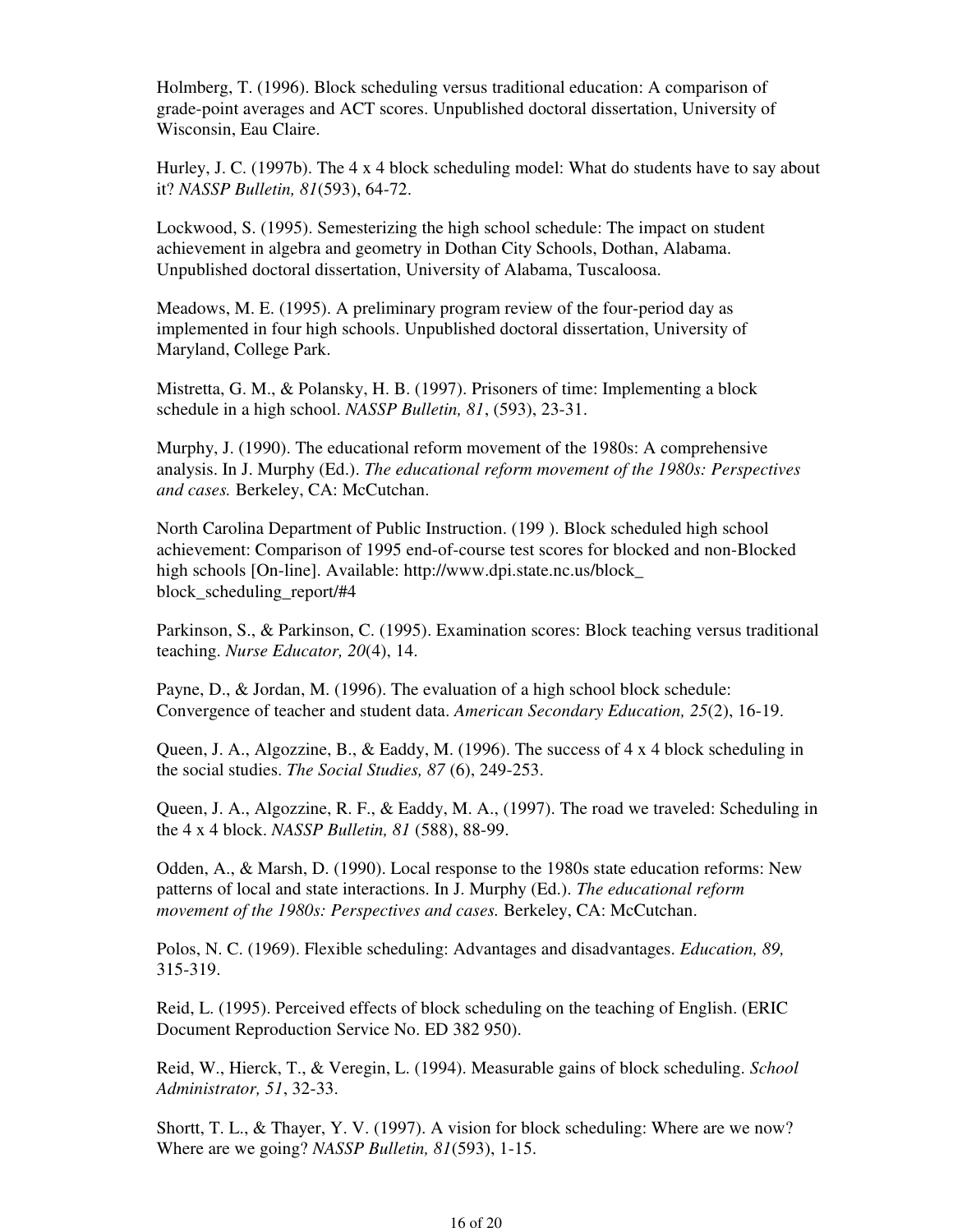Holmberg, T. (1996). Block scheduling versus traditional education: A comparison of grade-point averages and ACT scores. Unpublished doctoral dissertation, University of Wisconsin, Eau Claire.

Hurley, J. C. (1997b). The 4 x 4 block scheduling model: What do students have to say about it? *NASSP Bulletin, 81*(593), 64-72.

Lockwood, S. (1995). Semesterizing the high school schedule: The impact on student achievement in algebra and geometry in Dothan City Schools, Dothan, Alabama. Unpublished doctoral dissertation, University of Alabama, Tuscaloosa.

Meadows, M. E. (1995). A preliminary program review of the four-period day as implemented in four high schools. Unpublished doctoral dissertation, University of Maryland, College Park.

Mistretta, G. M., & Polansky, H. B. (1997). Prisoners of time: Implementing a block schedule in a high school. *NASSP Bulletin, 81*, (593), 23-31.

Murphy, J. (1990). The educational reform movement of the 1980s: A comprehensive analysis. In J. Murphy (Ed.). *The educational reform movement of the 1980s: Perspectives and cases.* Berkeley, CA: McCutchan.

North Carolina Department of Public Instruction. (199 ). Block scheduled high school achievement: Comparison of 1995 end-of-course test scores for blocked and non-Blocked high schools [On-line]. Available: http://www.dpi.state.nc.us/block_ block_scheduling_report/#4

Parkinson, S., & Parkinson, C. (1995). Examination scores: Block teaching versus traditional teaching. *Nurse Educator, 20*(4), 14.

Payne, D., & Jordan, M. (1996). The evaluation of a high school block schedule: Convergence of teacher and student data. *American Secondary Education, 25*(2), 16-19.

Queen, J. A., Algozzine, B., & Eaddy, M. (1996). The success of 4 x 4 block scheduling in the social studies. *The Social Studies, 87* (6), 249-253.

Queen, J. A., Algozzine, R. F., & Eaddy, M. A., (1997). The road we traveled: Scheduling in the 4 x 4 block. *NASSP Bulletin, 81* (588), 88-99.

Odden, A., & Marsh, D. (1990). Local response to the 1980s state education reforms: New patterns of local and state interactions. In J. Murphy (Ed.). *The educational reform movement of the 1980s: Perspectives and cases.* Berkeley, CA: McCutchan.

Polos, N. C. (1969). Flexible scheduling: Advantages and disadvantages. *Education, 89,* 315-319.

Reid, L. (1995). Perceived effects of block scheduling on the teaching of English. (ERIC Document Reproduction Service No. ED 382 950).

Reid, W., Hierck, T., & Veregin, L. (1994). Measurable gains of block scheduling. *School Administrator, 51*, 32-33.

Shortt, T. L., & Thayer, Y. V. (1997). A vision for block scheduling: Where are we now? Where are we going? *NASSP Bulletin, 81*(593), 1-15.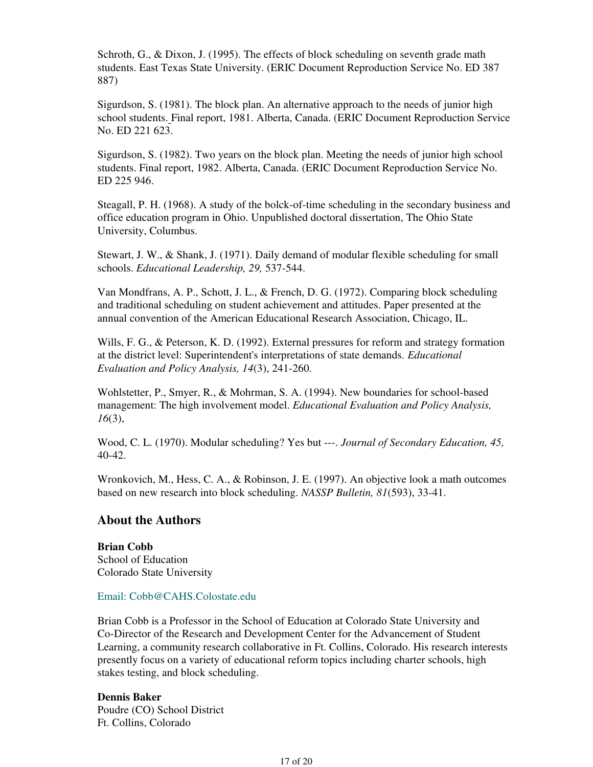Schroth, G., & Dixon, J. (1995). The effects of block scheduling on seventh grade math students. East Texas State University. (ERIC Document Reproduction Service No. ED 387 887)

Sigurdson, S. (1981). The block plan. An alternative approach to the needs of junior high school students. Final report, 1981. Alberta, Canada. (ERIC Document Reproduction Service No. ED 221 623.

Sigurdson, S. (1982). Two years on the block plan. Meeting the needs of junior high school students. Final report, 1982. Alberta, Canada. (ERIC Document Reproduction Service No. ED 225 946.

Steagall, P. H. (1968). A study of the bolck-of-time scheduling in the secondary business and office education program in Ohio. Unpublished doctoral dissertation, The Ohio State University, Columbus.

Stewart, J. W., & Shank, J. (1971). Daily demand of modular flexible scheduling for small schools. *Educational Leadership, 29,* 537-544.

Van Mondfrans, A. P., Schott, J. L., & French, D. G. (1972). Comparing block scheduling and traditional scheduling on student achievement and attitudes. Paper presented at the annual convention of the American Educational Research Association, Chicago, IL.

Wills, F. G., & Peterson, K. D. (1992). External pressures for reform and strategy formation at the district level: Superintendent's interpretations of state demands. *Educational Evaluation and Policy Analysis, 14*(3), 241-260.

Wohlstetter, P., Smyer, R., & Mohrman, S. A. (1994). New boundaries for school-based management: The high involvement model. *Educational Evaluation and Policy Analysis, 16*(3),

Wood, C. L. (1970). Modular scheduling? Yes but ---. *Journal of Secondary Education, 45,* 40-42.

Wronkovich, M., Hess, C. A., & Robinson, J. E. (1997). An objective look a math outcomes based on new research into block scheduling. *NASSP Bulletin, 81*(593), 33-41.

## About the Authors

**Brian Cobb**
School of Education
Colorado State University

Email: Cobb@CAHS.Colostate.edu

Brian Cobb is a Professor in the School of Education at Colorado State University and Co-Director of the Research and Development Center for the Advancement of Student Learning, a community research collaborative in Ft. Collins, Colorado. His research interests presently focus on a variety of educational reform topics including charter schools, high stakes testing, and block scheduling.

**Dennis Baker**
Poudre (CO) School District
Ft. Collins, Colorado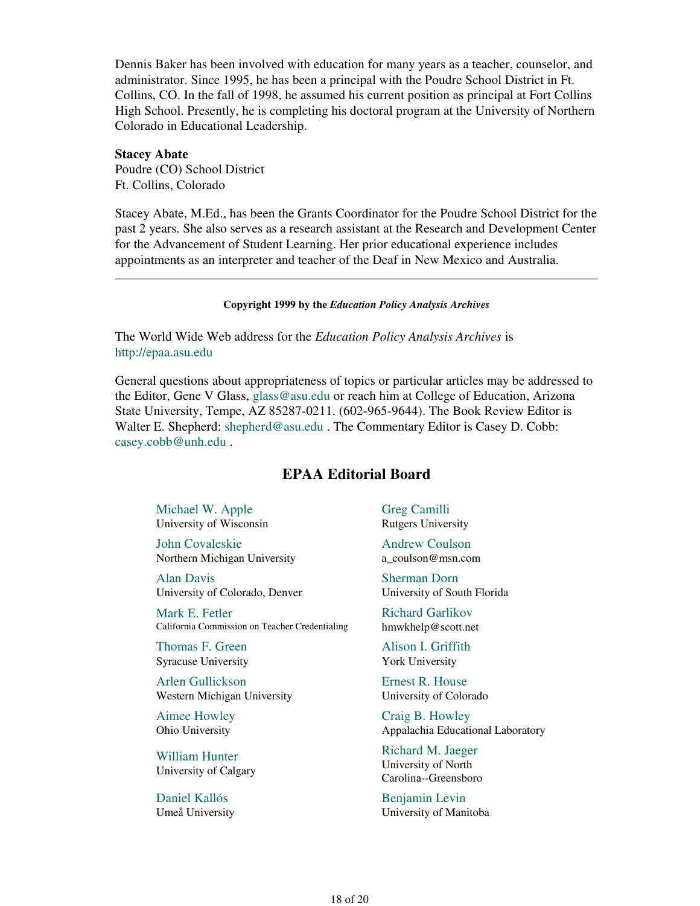Dennis Baker has been involved with education for many years as a teacher, counselor, and administrator. Since 1995, he has been a principal with the Poudre School District in Ft. Collins, CO. In the fall of 1998, he assumed his current position as principal at Fort Collins High School. Presently, he is completing his doctoral program at the University of Northern Colorado in Educational Leadership.

**Stacey Abate**
Poudre (CO) School District
Ft. Collins, Colorado

Stacey Abate, M.Ed., has been the Grants Coordinator for the Poudre School District for the past 2 years. She also serves as a research assistant at the Research and Development Center for the Advancement of Student Learning. Her prior educational experience includes appointments as an interpreter and teacher of the Deaf in New Mexico and Australia.

---

**Copyright 1999 by the *Education Policy Analysis Archives***

The World Wide Web address for the *Education Policy Analysis Archives* is http://epaa.asu.edu

General questions about appropriateness of topics or particular articles may be addressed to the Editor, Gene V Glass, glass@asu.edu or reach him at College of Education, Arizona State University, Tempe, AZ 85287-0211. (602-965-9644). The Book Review Editor is Walter E. Shepherd: shepherd@asu.edu . The Commentary Editor is Casey D. Cobb: casey.cobb@unh.edu .

## EPAA Editorial Board

Michael W. Apple
University of Wisconsin

Greg Camilli
Rutgers University

John Covaleskie
Northern Michigan University

Andrew Coulson
a_coulson@msn.com

Alan Davis
University of Colorado, Denver

Sherman Dorn
University of South Florida

Mark E. Fetler
California Commission on Teacher Credentialing

Richard Garlikov
hmwkhelp@scott.net

Thomas F. Green
Syracuse University

Alison I. Griffith
York University

Arlen Gullickson
Western Michigan University

Ernest R. House
University of Colorado

Aimee Howley
Ohio University

Craig B. Howley
Appalachia Educational Laboratory

William Hunter
University of Calgary

Richard M. Jaeger
University of North Carolina--Greensboro

Daniel Kallós
Umeå University

Benjamin Levin
University of Manitoba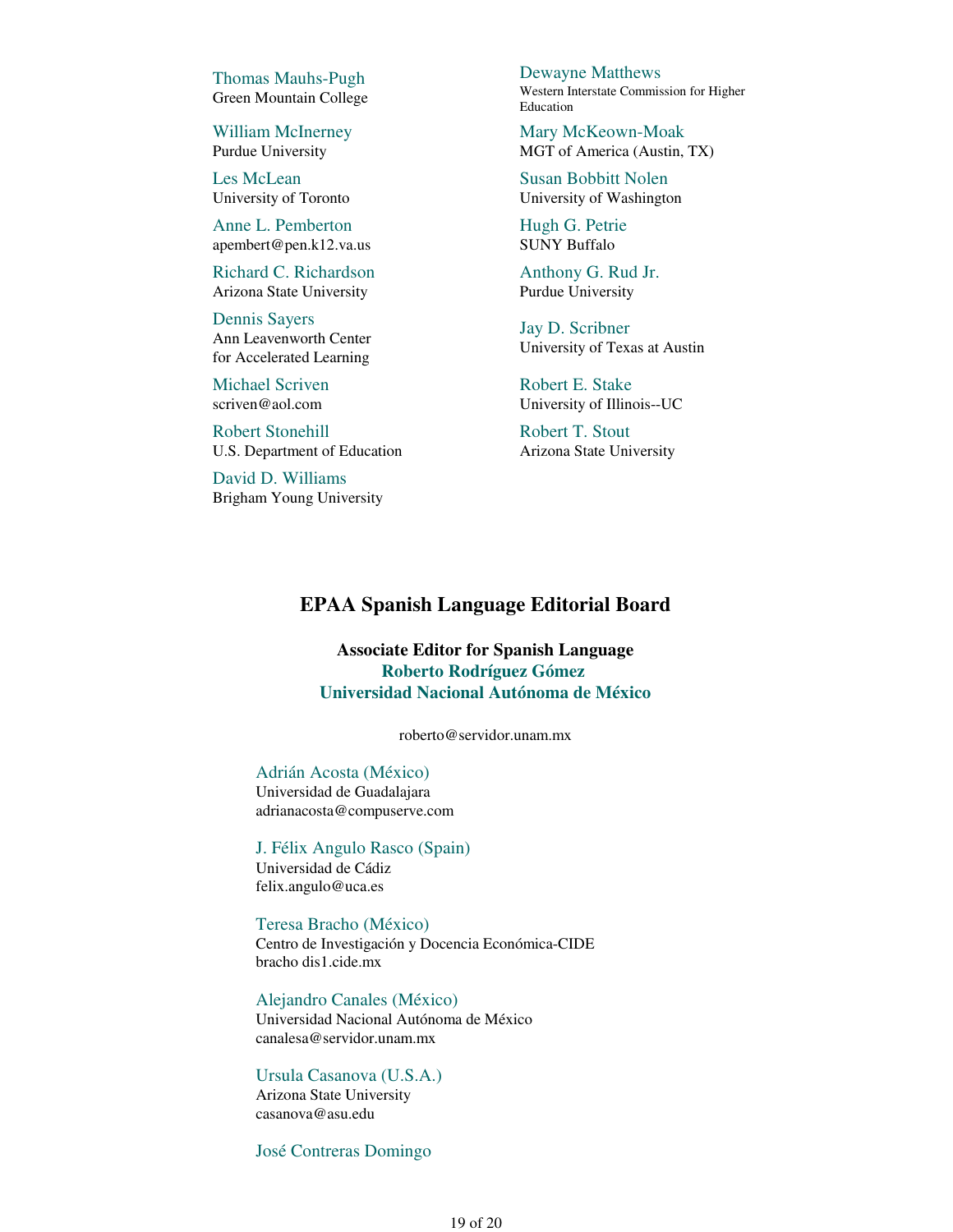Thomas Mauhs-Pugh
Green Mountain College

William McInerney
Purdue University

Les McLean
University of Toronto

Anne L. Pemberton
apembert@pen.k12.va.us

Richard C. Richardson
Arizona State University

Dennis Sayers
Ann Leavenworth Center
for Accelerated Learning

Michael Scriven
scriven@aol.com

Robert Stonehill
U.S. Department of Education

David D. Williams
Brigham Young University

Dewayne Matthews
Western Interstate Commission for Higher Education

Mary McKeown-Moak
MGT of America (Austin, TX)

Susan Bobbitt Nolen
University of Washington

Hugh G. Petrie
SUNY Buffalo

Anthony G. Rud Jr.
Purdue University

Jay D. Scribner
University of Texas at Austin

Robert E. Stake
University of Illinois--UC

Robert T. Stout
Arizona State University

## EPAA Spanish Language Editorial Board

**Associate Editor for Spanish Language**
**Roberto Rodríguez Gómez**
**Universidad Nacional Autónoma de México**

roberto@servidor.unam.mx

Adrián Acosta (México)
Universidad de Guadalajara
adrianacosta@compuserve.com

J. Félix Angulo Rasco (Spain)
Universidad de Cádiz
felix.angulo@uca.es

Teresa Bracho (México)
Centro de Investigación y Docencia Económica-CIDE
bracho dis1.cide.mx

Alejandro Canales (México)
Universidad Nacional Autónoma de México
canalesa@servidor.unam.mx

Ursula Casanova (U.S.A.)
Arizona State University
casanova@asu.edu

José Contreras Domingo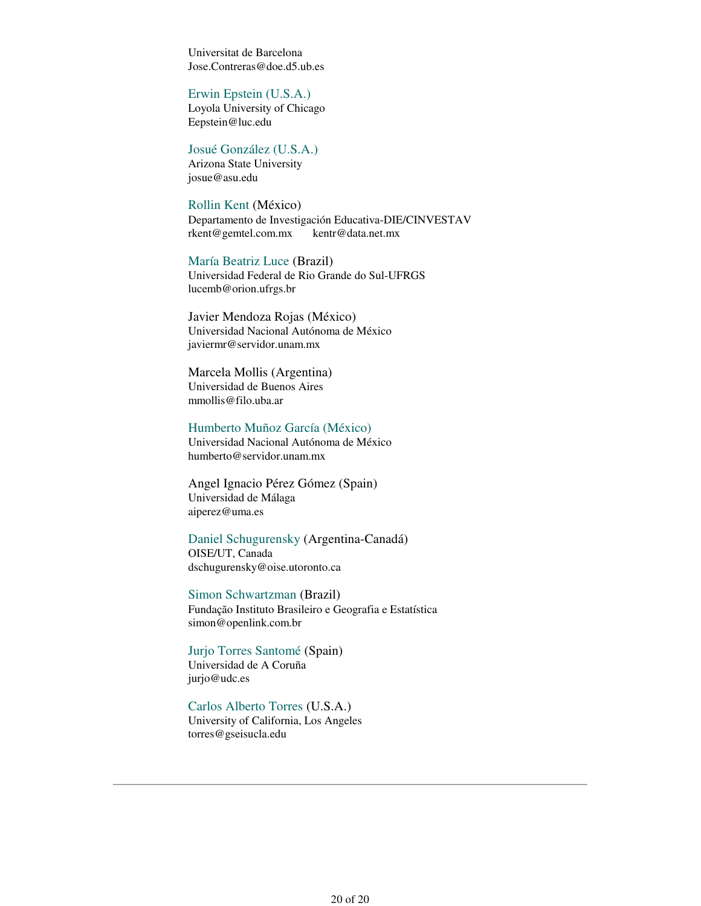Universitat de Barcelona
Jose.Contreras@doe.d5.ub.es

Erwin Epstein (U.S.A.)
Loyola University of Chicago
Eepstein@luc.edu

Josué González (U.S.A.)
Arizona State University
josue@asu.edu

Rollin Kent (México)
Departamento de Investigación Educativa-DIE/CINVESTAV
rkent@gemtel.com.mx kentr@data.net.mx

María Beatriz Luce (Brazil)
Universidad Federal de Rio Grande do Sul-UFRGS
lucemb@orion.ufrgs.br

Javier Mendoza Rojas (México)
Universidad Nacional Autónoma de México
javiermr@servidor.unam.mx

Marcela Mollis (Argentina)
Universidad de Buenos Aires
mmollis@filo.uba.ar

Humberto Muñoz García (México)
Universidad Nacional Autónoma de México
humberto@servidor.unam.mx

Angel Ignacio Pérez Gómez (Spain)
Universidad de Málaga
aiperez@uma.es

Daniel Schugurensky (Argentina-Canadá)
OISE/UT, Canada
dschugurensky@oise.utoronto.ca

Simon Schwartzman (Brazil)
Fundação Instituto Brasileiro e Geografia e Estatística
simon@openlink.com.br

Jurjo Torres Santomé (Spain)
Universidad de A Coruña
jurjo@udc.es

Carlos Alberto Torres (U.S.A.)
University of California, Los Angeles
torres@gseisucla.edu